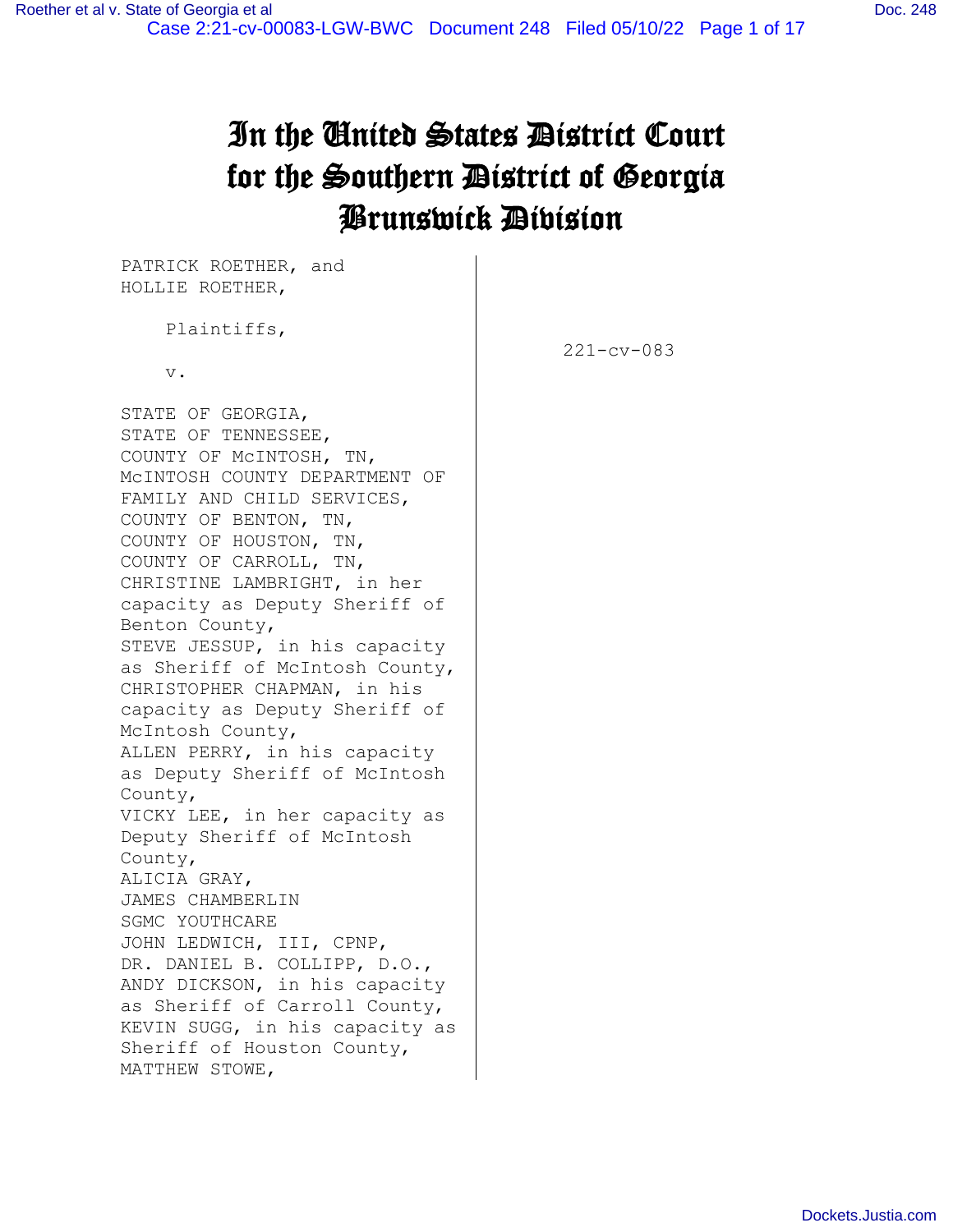# In the United States District Court for the Southern District of Georgia Brunswick Division

PATRICK ROETHER, and
HOLLIE ROETHER,

Plaintiffs,

v.

STATE OF GEORGIA,
STATE OF TENNESSEE,
COUNTY OF McINTOSH, TN,
McINTOSH COUNTY DEPARTMENT OF FAMILY AND CHILD SERVICES,
COUNTY OF BENTON, TN,
COUNTY OF HOUSTON, TN,
COUNTY OF CARROLL, TN,
CHRISTINE LAMBRIGHT, in her capacity as Deputy Sheriff of Benton County,
STEVE JESSUP, in his capacity as Sheriff of McIntosh County,
CHRISTOPHER CHAPMAN, in his capacity as Deputy Sheriff of McIntosh County,
ALLEN PERRY, in his capacity as Deputy Sheriff of McIntosh County,
VICKY LEE, in her capacity as Deputy Sheriff of McIntosh County,
ALICIA GRAY,
JAMES CHAMBERLIN
SGMC YOUTHCARE
JOHN LEDWICH, III, CPNP,
DR. DANIEL B. COLLIPP, D.O.,
ANDY DICKSON, in his capacity as Sheriff of Carroll County,
KEVIN SUGG, in his capacity as Sheriff of Houston County,
MATTHEW STOWE,

221-cv-083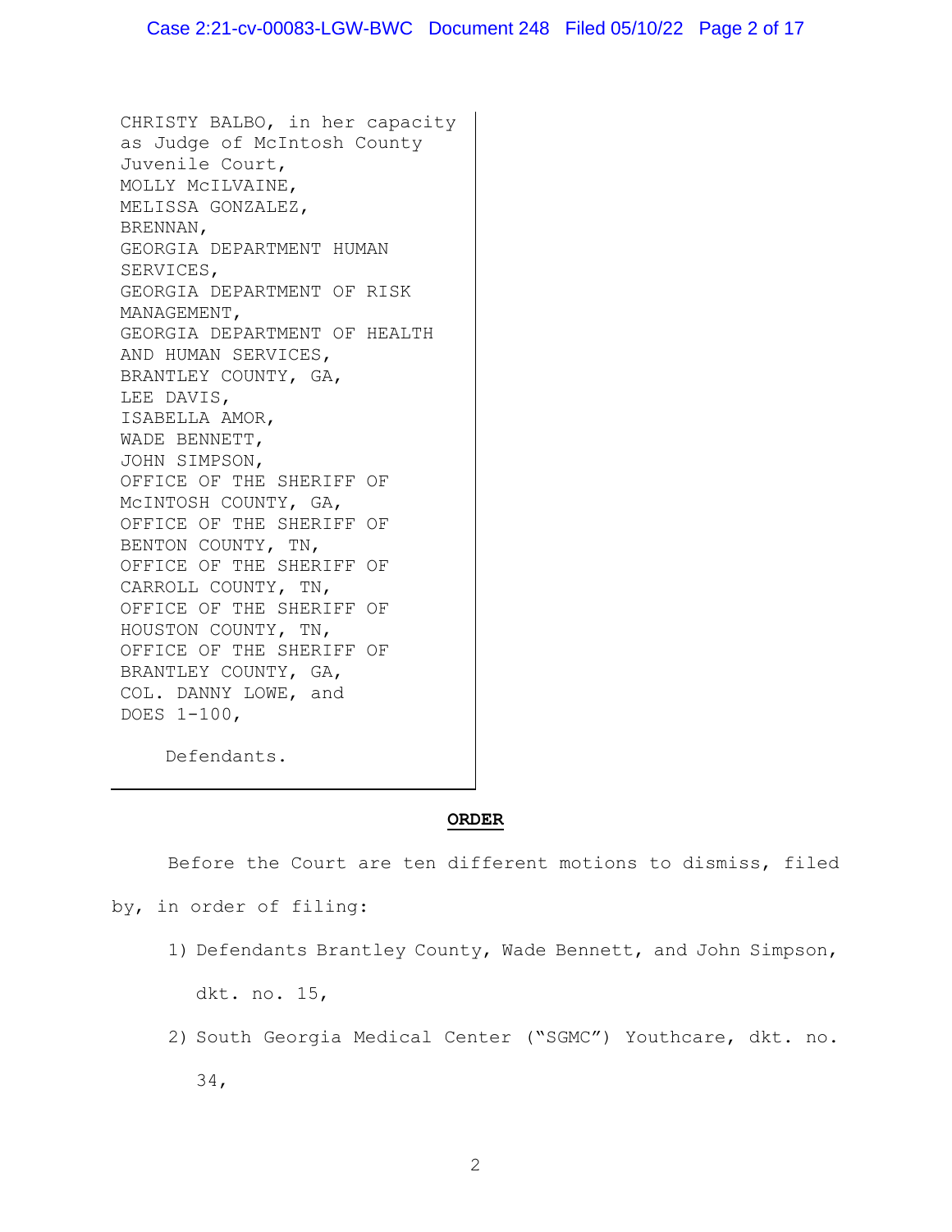CHRISTY BALBO, in her capacity as Judge of McIntosh County Juvenile Court,
MOLLY McILVAINE,
MELISSA GONZALEZ,
BRENNAN,
GEORGIA DEPARTMENT HUMAN SERVICES,
GEORGIA DEPARTMENT OF RISK MANAGEMENT,
GEORGIA DEPARTMENT OF HEALTH AND HUMAN SERVICES,
BRANTLEY COUNTY, GA,
LEE DAVIS,
ISABELLA AMOR,
WADE BENNETT,
JOHN SIMPSON,
OFFICE OF THE SHERIFF OF McINTOSH COUNTY, GA,
OFFICE OF THE SHERIFF OF BENTON COUNTY, TN,
OFFICE OF THE SHERIFF OF CARROLL COUNTY, TN,
OFFICE OF THE SHERIFF OF HOUSTON COUNTY, TN,
OFFICE OF THE SHERIFF OF BRANTLEY COUNTY, GA,
COL. DANNY LOWE, and
DOES 1-100,

Defendants.

**ORDER**

Before the Court are ten different motions to dismiss, filed by, in order of filing:

1) Defendants Brantley County, Wade Bennett, and John Simpson, dkt. no. 15,
2) South Georgia Medical Center ("SGMC") Youthcare, dkt. no. 34,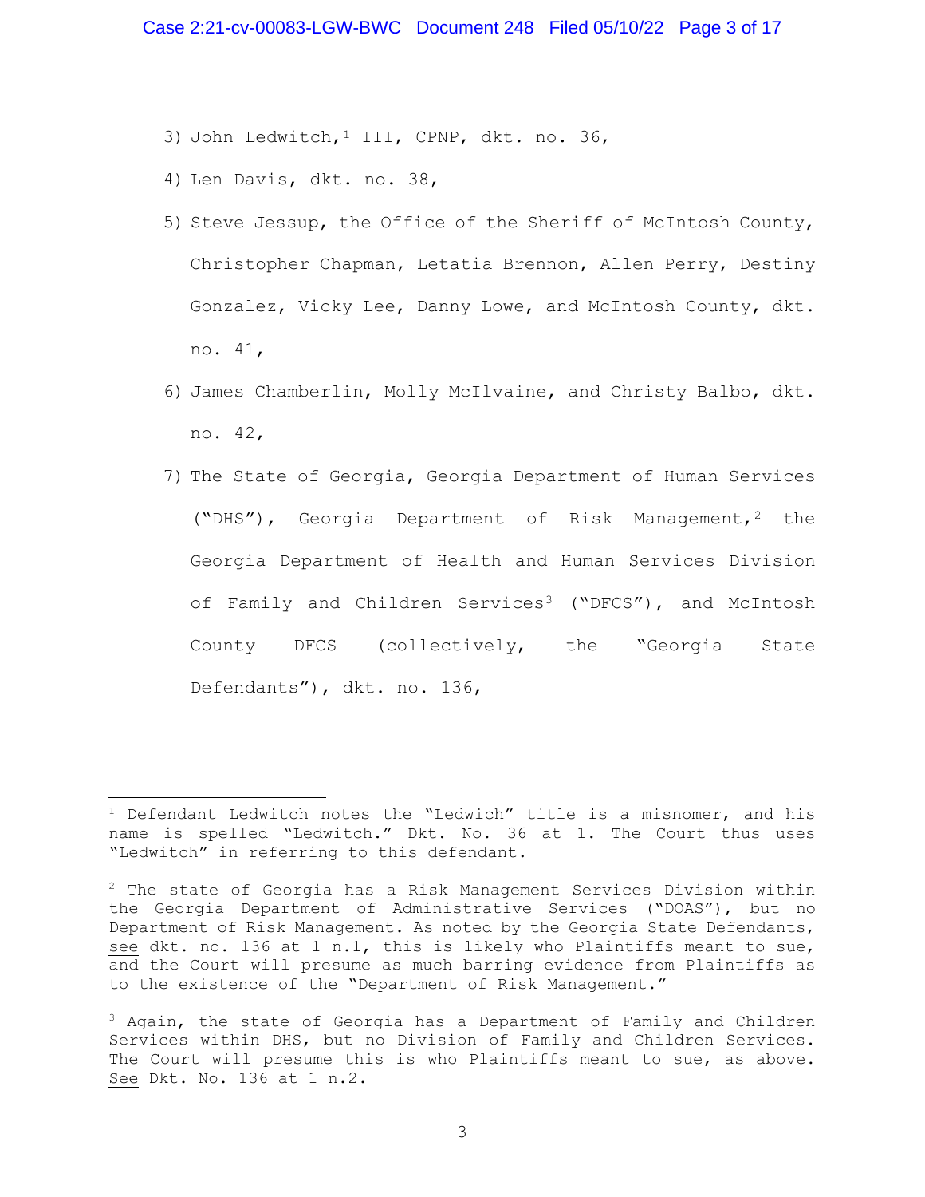3) John Ledwitch,[1] III, CPNP, dkt. no. 36,

4) Len Davis, dkt. no. 38,

5) Steve Jessup, the Office of the Sheriff of McIntosh County, Christopher Chapman, Letatia Brennon, Allen Perry, Destiny Gonzalez, Vicky Lee, Danny Lowe, and McIntosh County, dkt. no. 41,

6) James Chamberlin, Molly McIlvaine, and Christy Balbo, dkt. no. 42,

7) The State of Georgia, Georgia Department of Human Services ("DHS"), Georgia Department of Risk Management,[2] the Georgia Department of Health and Human Services Division of Family and Children Services[3] ("DFCS"), and McIntosh County DFCS (collectively, the "Georgia State Defendants"), dkt. no. 136,

---

[1] Defendant Ledwitch notes the "Ledwich" title is a misnomer, and his name is spelled "Ledwitch." Dkt. No. 36 at 1. The Court thus uses "Ledwitch" in referring to this defendant.

[2] The state of Georgia has a Risk Management Services Division within the Georgia Department of Administrative Services ("DOAS"), but no Department of Risk Management. As noted by the Georgia State Defendants, see dkt. no. 136 at 1 n.1, this is likely who Plaintiffs meant to sue, and the Court will presume as much barring evidence from Plaintiffs as to the existence of the "Department of Risk Management."

[3] Again, the state of Georgia has a Department of Family and Children Services within DHS, but no Division of Family and Children Services. The Court will presume this is who Plaintiffs meant to sue, as above. See Dkt. No. 136 at 1 n.2.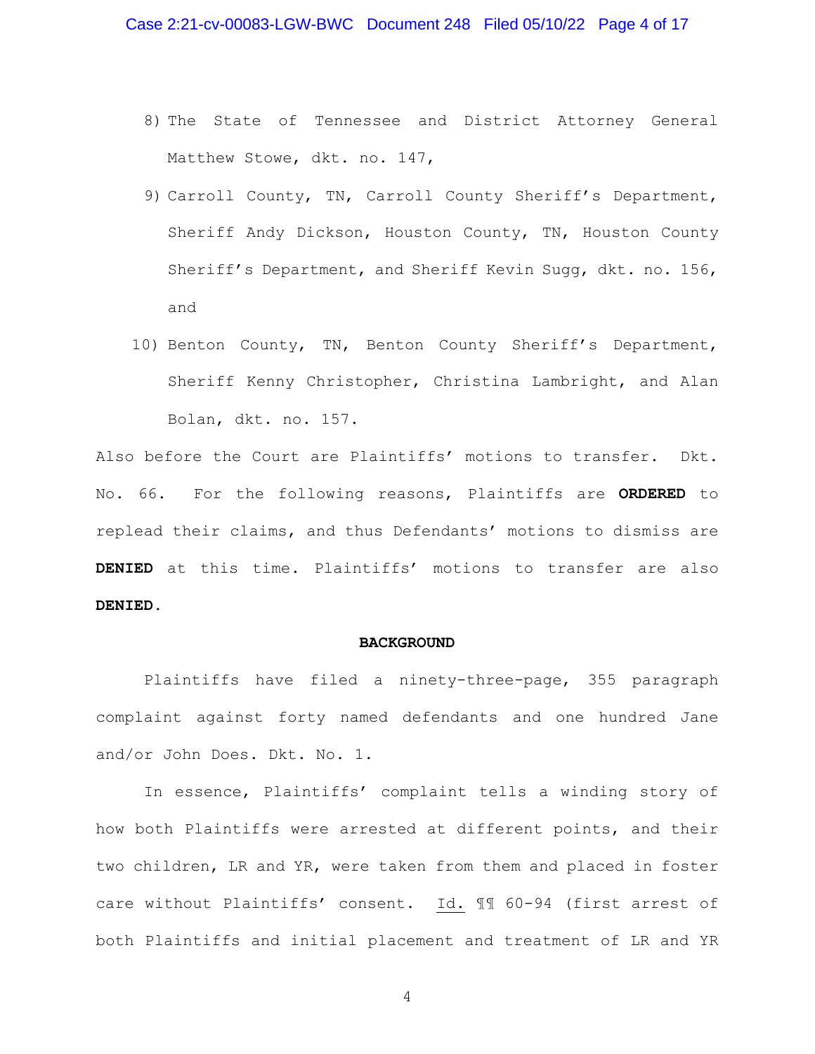8) The State of Tennessee and District Attorney General Matthew Stowe, dkt. no. 147,

9) Carroll County, TN, Carroll County Sheriff's Department, Sheriff Andy Dickson, Houston County, TN, Houston County Sheriff's Department, and Sheriff Kevin Sugg, dkt. no. 156, and

10) Benton County, TN, Benton County Sheriff's Department, Sheriff Kenny Christopher, Christina Lambright, and Alan Bolan, dkt. no. 157.

Also before the Court are Plaintiffs' motions to transfer. Dkt. No. 66. For the following reasons, Plaintiffs are **ORDERED** to replead their claims, and thus Defendants' motions to dismiss are **DENIED** at this time. Plaintiffs' motions to transfer are also **DENIED.**

**BACKGROUND**

Plaintiffs have filed a ninety-three-page, 355 paragraph complaint against forty named defendants and one hundred Jane and/or John Does. Dkt. No. 1.

In essence, Plaintiffs' complaint tells a winding story of how both Plaintiffs were arrested at different points, and their two children, LR and YR, were taken from them and placed in foster care without Plaintiffs' consent. Id. ¶¶ 60-94 (first arrest of both Plaintiffs and initial placement and treatment of LR and YR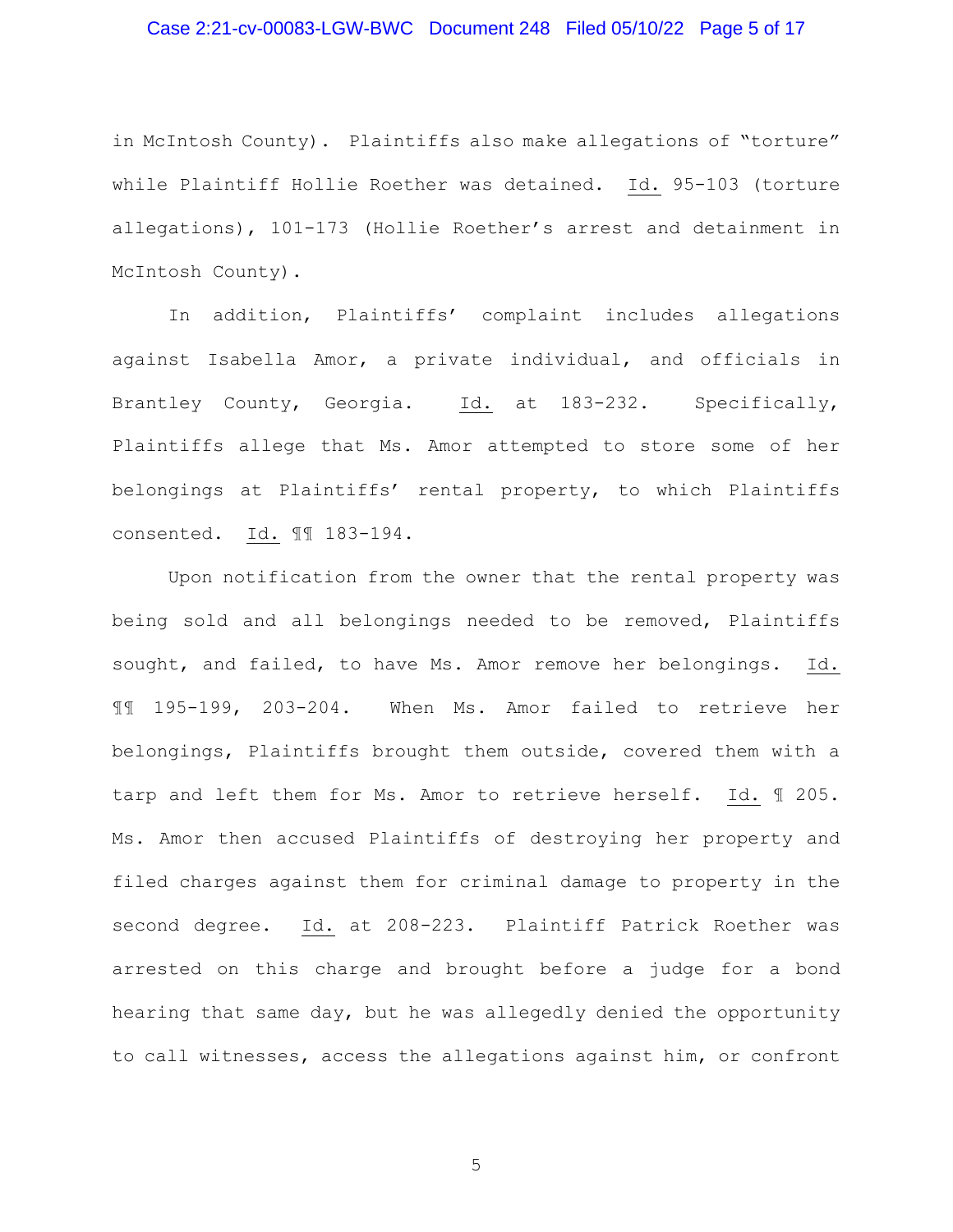in McIntosh County). Plaintiffs also make allegations of "torture" while Plaintiff Hollie Roether was detained. Id. 95-103 (torture allegations), 101-173 (Hollie Roether's arrest and detainment in McIntosh County).

In addition, Plaintiffs' complaint includes allegations against Isabella Amor, a private individual, and officials in Brantley County, Georgia. Id. at 183-232. Specifically, Plaintiffs allege that Ms. Amor attempted to store some of her belongings at Plaintiffs' rental property, to which Plaintiffs consented. Id. ¶¶ 183-194.

Upon notification from the owner that the rental property was being sold and all belongings needed to be removed, Plaintiffs sought, and failed, to have Ms. Amor remove her belongings. Id. ¶¶ 195-199, 203-204. When Ms. Amor failed to retrieve her belongings, Plaintiffs brought them outside, covered them with a tarp and left them for Ms. Amor to retrieve herself. Id. ¶ 205. Ms. Amor then accused Plaintiffs of destroying her property and filed charges against them for criminal damage to property in the second degree. Id. at 208-223. Plaintiff Patrick Roether was arrested on this charge and brought before a judge for a bond hearing that same day, but he was allegedly denied the opportunity to call witnesses, access the allegations against him, or confront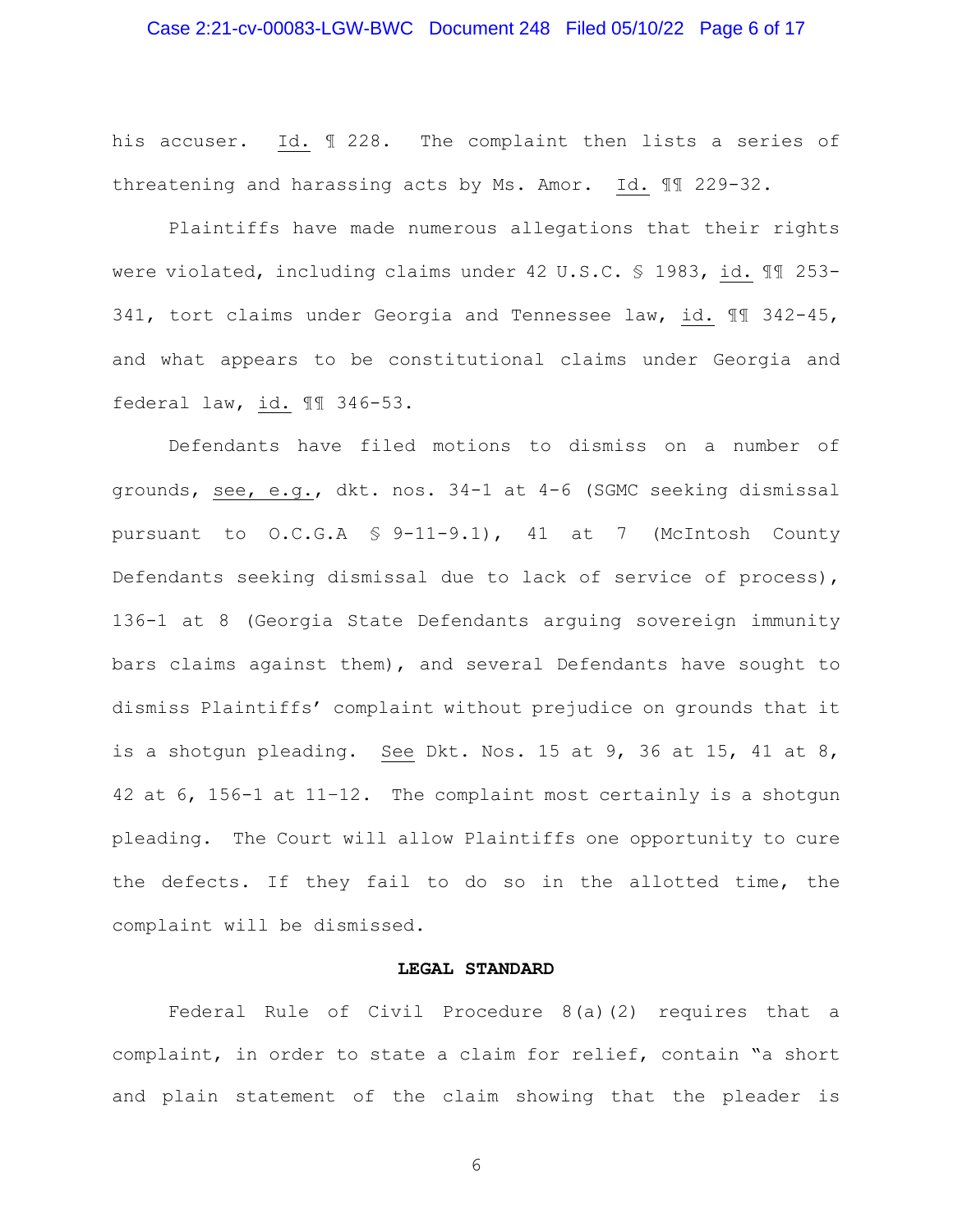his accuser. Id. ¶ 228. The complaint then lists a series of threatening and harassing acts by Ms. Amor. Id. ¶¶ 229-32.

Plaintiffs have made numerous allegations that their rights were violated, including claims under 42 U.S.C. § 1983, id. ¶¶ 253-341, tort claims under Georgia and Tennessee law, id. ¶¶ 342-45, and what appears to be constitutional claims under Georgia and federal law, id. ¶¶ 346-53.

Defendants have filed motions to dismiss on a number of grounds, see, e.g., dkt. nos. 34-1 at 4-6 (SGMC seeking dismissal pursuant to O.C.G.A § 9-11-9.1), 41 at 7 (McIntosh County Defendants seeking dismissal due to lack of service of process), 136-1 at 8 (Georgia State Defendants arguing sovereign immunity bars claims against them), and several Defendants have sought to dismiss Plaintiffs' complaint without prejudice on grounds that it is a shotgun pleading. See Dkt. Nos. 15 at 9, 36 at 15, 41 at 8, 42 at 6, 156-1 at 11–12. The complaint most certainly is a shotgun pleading. The Court will allow Plaintiffs one opportunity to cure the defects. If they fail to do so in the allotted time, the complaint will be dismissed.

## LEGAL STANDARD

Federal Rule of Civil Procedure 8(a)(2) requires that a complaint, in order to state a claim for relief, contain "a short and plain statement of the claim showing that the pleader is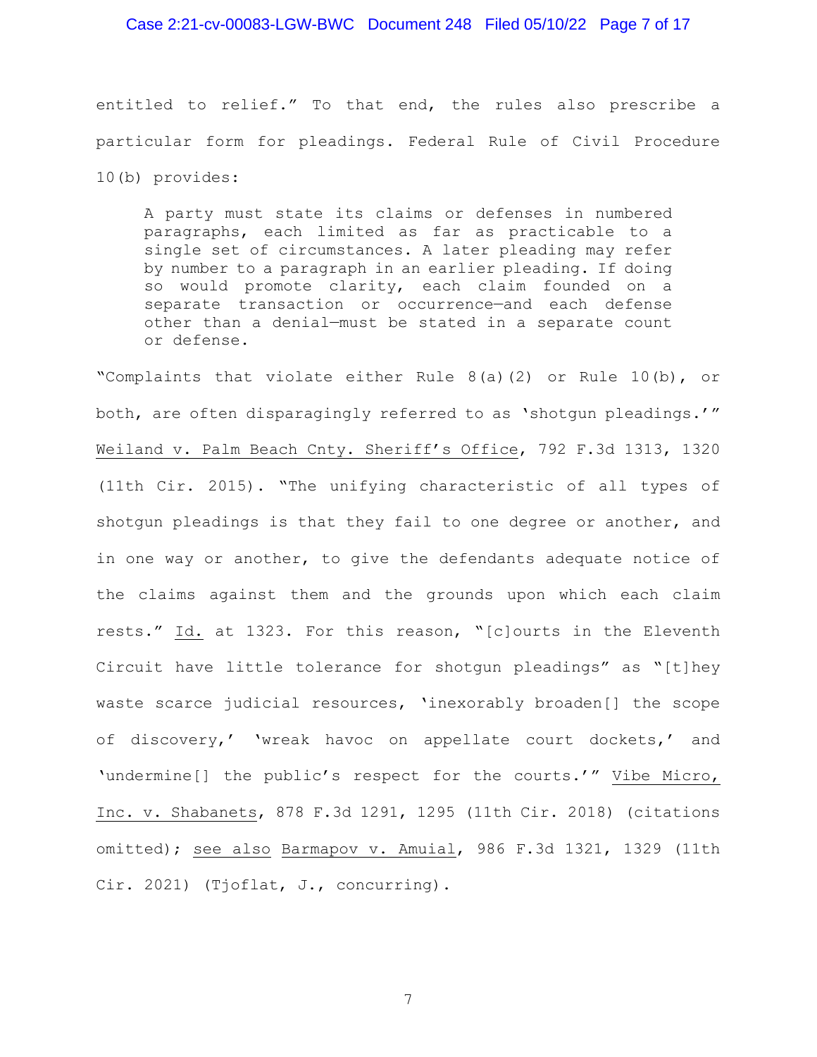entitled to relief." To that end, the rules also prescribe a particular form for pleadings. Federal Rule of Civil Procedure 10(b) provides:

> A party must state its claims or defenses in numbered paragraphs, each limited as far as practicable to a single set of circumstances. A later pleading may refer by number to a paragraph in an earlier pleading. If doing so would promote clarity, each claim founded on a separate transaction or occurrence—and each defense other than a denial—must be stated in a separate count or defense.

"Complaints that violate either Rule 8(a)(2) or Rule 10(b), or both, are often disparagingly referred to as 'shotgun pleadings.'" Weiland v. Palm Beach Cnty. Sheriff's Office, 792 F.3d 1313, 1320 (11th Cir. 2015). "The unifying characteristic of all types of shotgun pleadings is that they fail to one degree or another, and in one way or another, to give the defendants adequate notice of the claims against them and the grounds upon which each claim rests." Id. at 1323. For this reason, "[c]ourts in the Eleventh Circuit have little tolerance for shotgun pleadings" as "[t]hey waste scarce judicial resources, 'inexorably broaden[] the scope of discovery,' 'wreak havoc on appellate court dockets,' and 'undermine[] the public's respect for the courts.'" Vibe Micro, Inc. v. Shabanets, 878 F.3d 1291, 1295 (11th Cir. 2018) (citations omitted); see also Barmapov v. Amuial, 986 F.3d 1321, 1329 (11th Cir. 2021) (Tjoflat, J., concurring).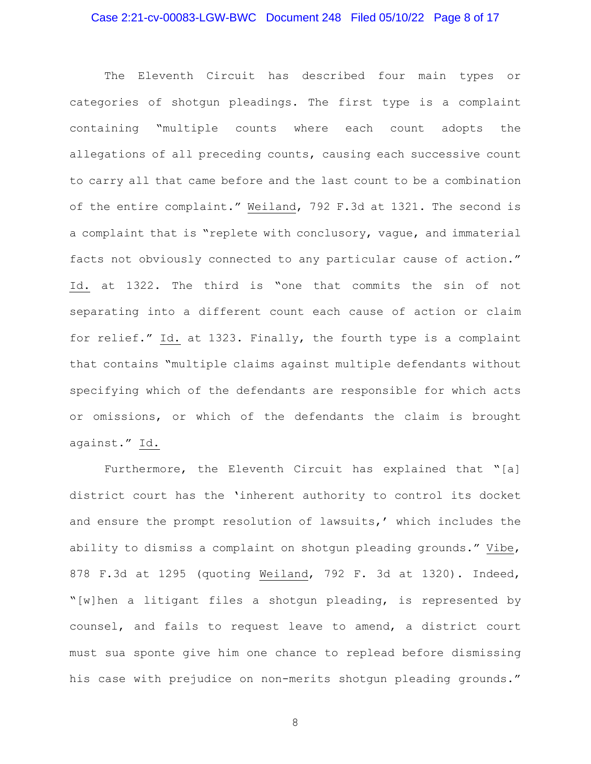The Eleventh Circuit has described four main types or categories of shotgun pleadings. The first type is a complaint containing "multiple counts where each count adopts the allegations of all preceding counts, causing each successive count to carry all that came before and the last count to be a combination of the entire complaint." Weiland, 792 F.3d at 1321. The second is a complaint that is "replete with conclusory, vague, and immaterial facts not obviously connected to any particular cause of action." Id. at 1322. The third is "one that commits the sin of not separating into a different count each cause of action or claim for relief." Id. at 1323. Finally, the fourth type is a complaint that contains "multiple claims against multiple defendants without specifying which of the defendants are responsible for which acts or omissions, or which of the defendants the claim is brought against." Id.

Furthermore, the Eleventh Circuit has explained that "[a] district court has the 'inherent authority to control its docket and ensure the prompt resolution of lawsuits,' which includes the ability to dismiss a complaint on shotgun pleading grounds." Vibe, 878 F.3d at 1295 (quoting Weiland, 792 F. 3d at 1320). Indeed, "[w]hen a litigant files a shotgun pleading, is represented by counsel, and fails to request leave to amend, a district court must sua sponte give him one chance to replead before dismissing his case with prejudice on non-merits shotgun pleading grounds."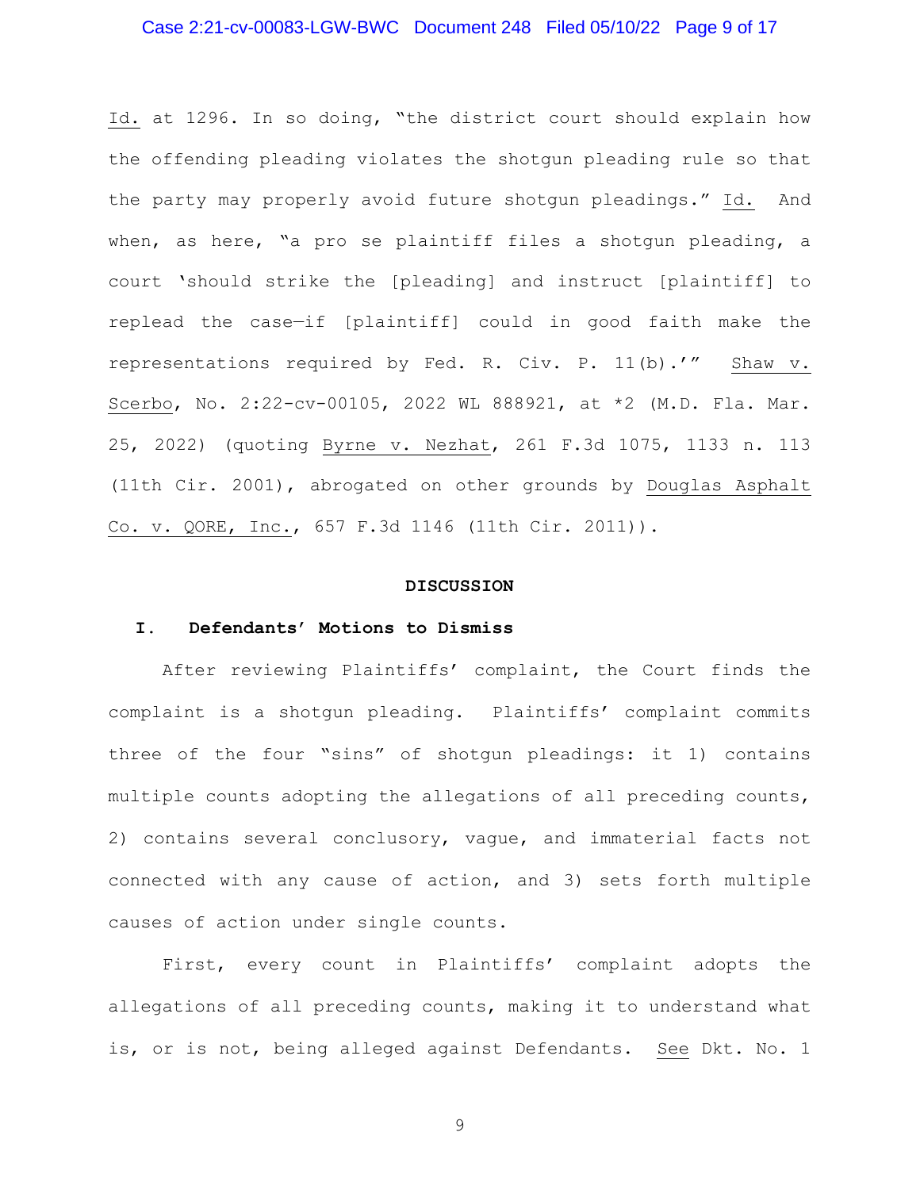Id. at 1296. In so doing, "the district court should explain how the offending pleading violates the shotgun pleading rule so that the party may properly avoid future shotgun pleadings." Id. And when, as here, "a pro se plaintiff files a shotgun pleading, a court 'should strike the [pleading] and instruct [plaintiff] to replead the case—if [plaintiff] could in good faith make the representations required by Fed. R. Civ. P. 11(b).'" Shaw v. Scerbo, No. 2:22-cv-00105, 2022 WL 888921, at *2 (M.D. Fla. Mar. 25, 2022) (quoting Byrne v. Nezhat, 261 F.3d 1075, 1133 n. 113 (11th Cir. 2001), abrogated on other grounds by Douglas Asphalt Co. v. QORE, Inc., 657 F.3d 1146 (11th Cir. 2011)).

**DISCUSSION**

**I. Defendants' Motions to Dismiss**

After reviewing Plaintiffs' complaint, the Court finds the complaint is a shotgun pleading. Plaintiffs' complaint commits three of the four "sins" of shotgun pleadings: it 1) contains multiple counts adopting the allegations of all preceding counts, 2) contains several conclusory, vague, and immaterial facts not connected with any cause of action, and 3) sets forth multiple causes of action under single counts.

First, every count in Plaintiffs' complaint adopts the allegations of all preceding counts, making it to understand what is, or is not, being alleged against Defendants. See Dkt. No. 1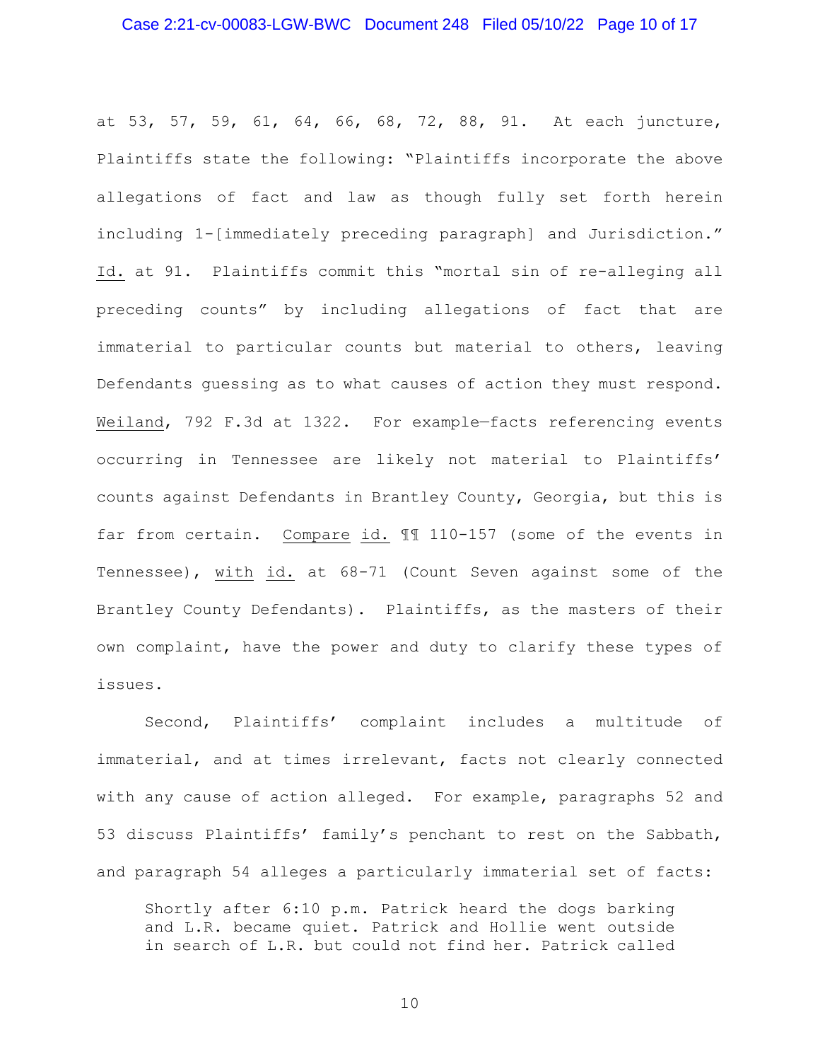at 53, 57, 59, 61, 64, 66, 68, 72, 88, 91. At each juncture, Plaintiffs state the following: "Plaintiffs incorporate the above allegations of fact and law as though fully set forth herein including 1-[immediately preceding paragraph] and Jurisdiction." Id. at 91. Plaintiffs commit this "mortal sin of re-alleging all preceding counts" by including allegations of fact that are immaterial to particular counts but material to others, leaving Defendants guessing as to what causes of action they must respond. Weiland, 792 F.3d at 1322. For example—facts referencing events occurring in Tennessee are likely not material to Plaintiffs' counts against Defendants in Brantley County, Georgia, but this is far from certain. Compare id. ¶¶ 110-157 (some of the events in Tennessee), with id. at 68-71 (Count Seven against some of the Brantley County Defendants). Plaintiffs, as the masters of their own complaint, have the power and duty to clarify these types of issues.

Second, Plaintiffs' complaint includes a multitude of immaterial, and at times irrelevant, facts not clearly connected with any cause of action alleged. For example, paragraphs 52 and 53 discuss Plaintiffs' family's penchant to rest on the Sabbath, and paragraph 54 alleges a particularly immaterial set of facts:

> Shortly after 6:10 p.m. Patrick heard the dogs barking and L.R. became quiet. Patrick and Hollie went outside in search of L.R. but could not find her. Patrick called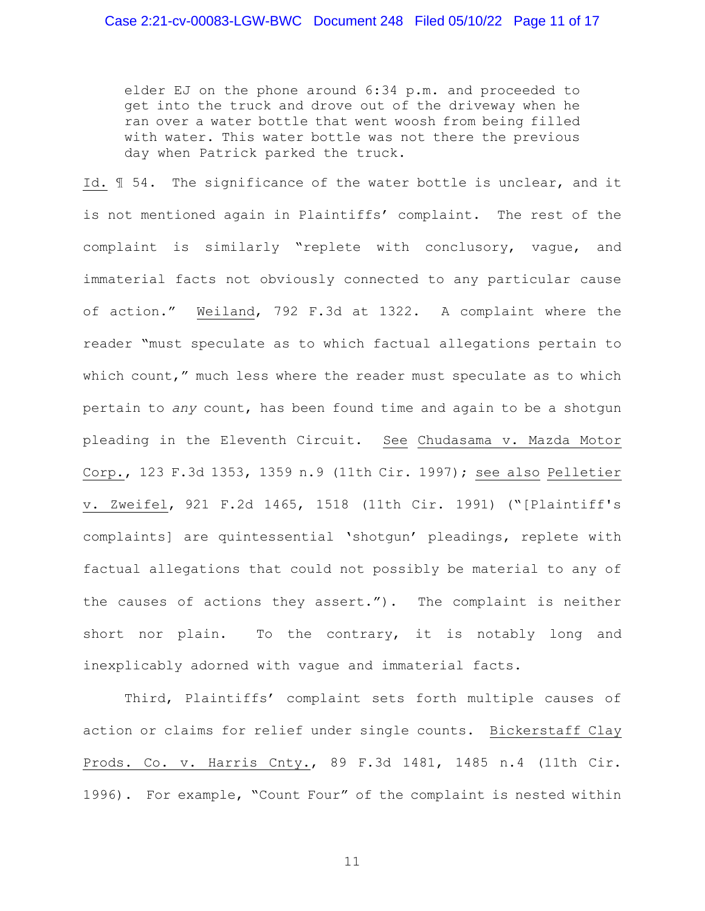> elder EJ on the phone around 6:34 p.m. and proceeded to get into the truck and drove out of the driveway when he ran over a water bottle that went woosh from being filled with water. This water bottle was not there the previous day when Patrick parked the truck.

Id. ¶ 54. The significance of the water bottle is unclear, and it is not mentioned again in Plaintiffs' complaint. The rest of the complaint is similarly "replete with conclusory, vague, and immaterial facts not obviously connected to any particular cause of action." Weiland, 792 F.3d at 1322. A complaint where the reader "must speculate as to which factual allegations pertain to which count," much less where the reader must speculate as to which pertain to *any* count, has been found time and again to be a shotgun pleading in the Eleventh Circuit. See Chudasama v. Mazda Motor Corp., 123 F.3d 1353, 1359 n.9 (11th Cir. 1997); see also Pelletier v. Zweifel, 921 F.2d 1465, 1518 (11th Cir. 1991) ("[Plaintiff's complaints] are quintessential 'shotgun' pleadings, replete with factual allegations that could not possibly be material to any of the causes of actions they assert."). The complaint is neither short nor plain. To the contrary, it is notably long and inexplicably adorned with vague and immaterial facts.

Third, Plaintiffs' complaint sets forth multiple causes of action or claims for relief under single counts. Bickerstaff Clay Prods. Co. v. Harris Cnty., 89 F.3d 1481, 1485 n.4 (11th Cir. 1996). For example, "Count Four" of the complaint is nested within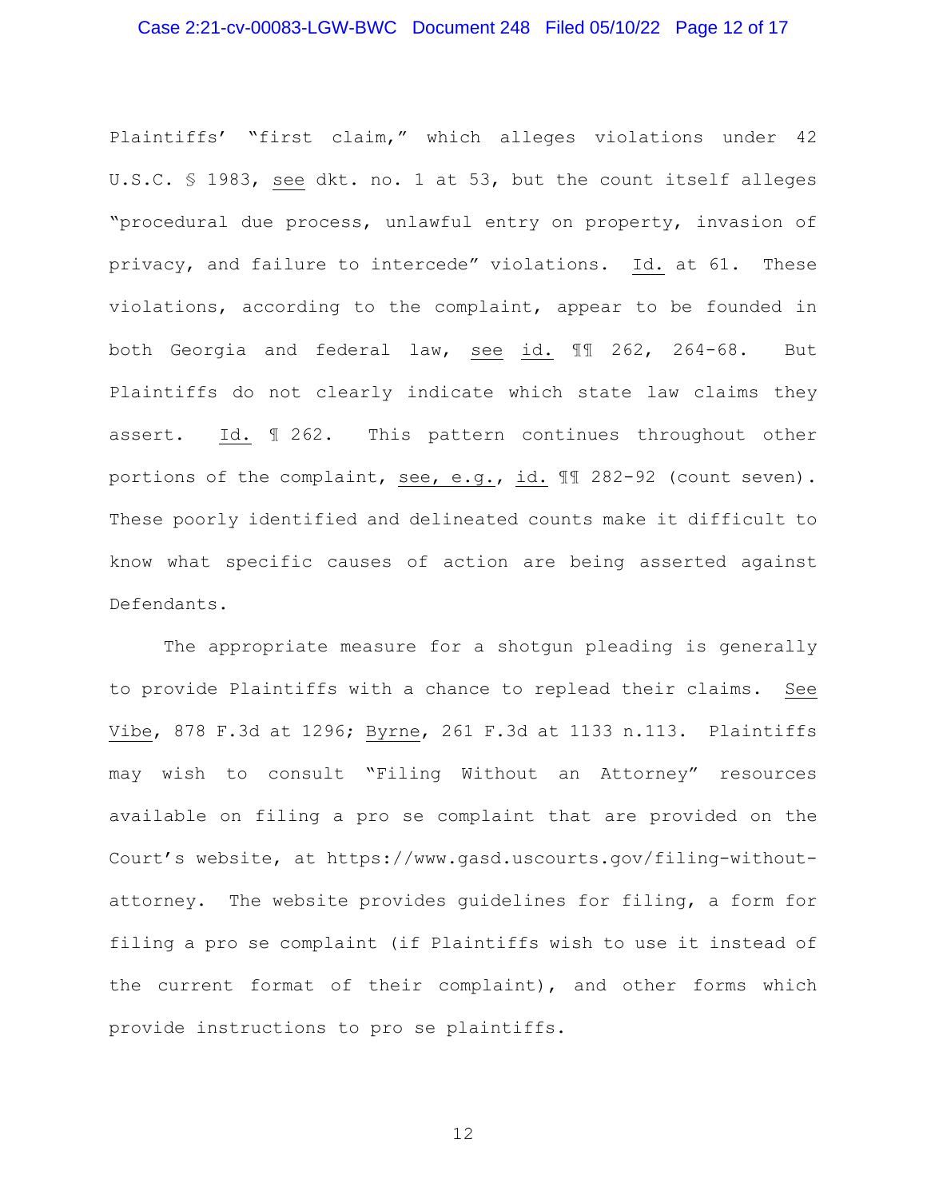Plaintiffs' "first claim," which alleges violations under 42 U.S.C. § 1983, see dkt. no. 1 at 53, but the count itself alleges "procedural due process, unlawful entry on property, invasion of privacy, and failure to intercede" violations. Id. at 61. These violations, according to the complaint, appear to be founded in both Georgia and federal law, see id. ¶¶ 262, 264-68. But Plaintiffs do not clearly indicate which state law claims they assert. Id. ¶ 262. This pattern continues throughout other portions of the complaint, see, e.g., id. ¶¶ 282-92 (count seven). These poorly identified and delineated counts make it difficult to know what specific causes of action are being asserted against Defendants.

The appropriate measure for a shotgun pleading is generally to provide Plaintiffs with a chance to replead their claims. See Vibe, 878 F.3d at 1296; Byrne, 261 F.3d at 1133 n.113. Plaintiffs may wish to consult "Filing Without an Attorney" resources available on filing a pro se complaint that are provided on the Court's website, at https://www.gasd.uscourts.gov/filing-without-attorney. The website provides guidelines for filing, a form for filing a pro se complaint (if Plaintiffs wish to use it instead of the current format of their complaint), and other forms which provide instructions to pro se plaintiffs.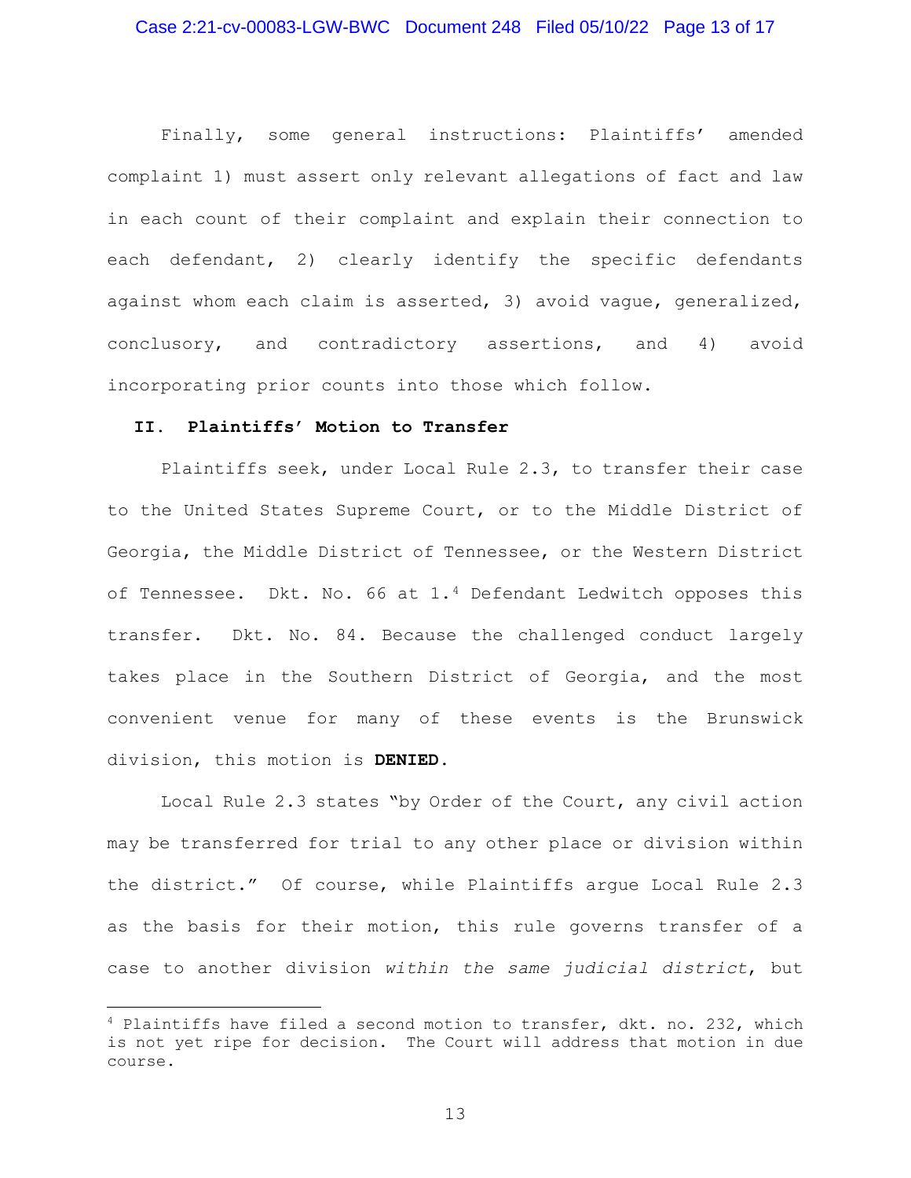Finally, some general instructions: Plaintiffs' amended complaint 1) must assert only relevant allegations of fact and law in each count of their complaint and explain their connection to each defendant, 2) clearly identify the specific defendants against whom each claim is asserted, 3) avoid vague, generalized, conclusory, and contradictory assertions, and 4) avoid incorporating prior counts into those which follow.

## II. Plaintiffs' Motion to Transfer

Plaintiffs seek, under Local Rule 2.3, to transfer their case to the United States Supreme Court, or to the Middle District of Georgia, the Middle District of Tennessee, or the Western District of Tennessee. Dkt. No. 66 at 1.[4] Defendant Ledwitch opposes this transfer. Dkt. No. 84. Because the challenged conduct largely takes place in the Southern District of Georgia, and the most convenient venue for many of these events is the Brunswick division, this motion is **DENIED.**

Local Rule 2.3 states "by Order of the Court, any civil action may be transferred for trial to any other place or division within the district." Of course, while Plaintiffs argue Local Rule 2.3 as the basis for their motion, this rule governs transfer of a case to another division *within the same judicial district*, but

[4] Plaintiffs have filed a second motion to transfer, dkt. no. 232, which is not yet ripe for decision. The Court will address that motion in due course.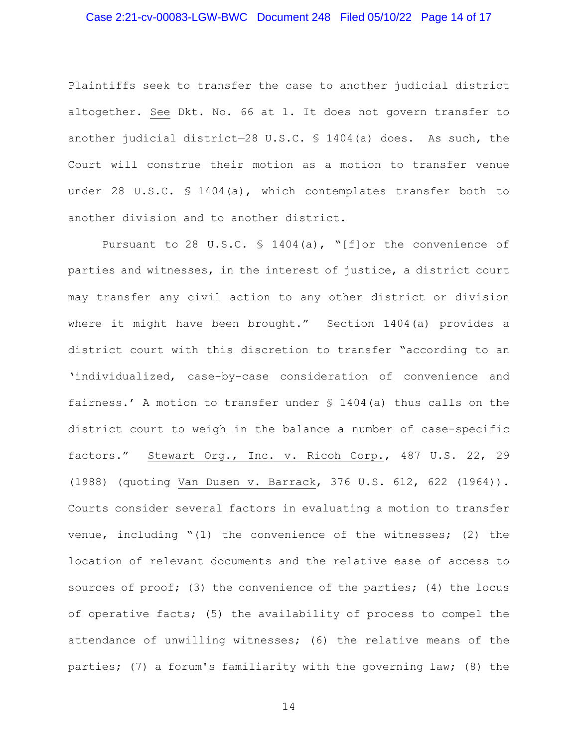Plaintiffs seek to transfer the case to another judicial district altogether. See Dkt. No. 66 at 1. It does not govern transfer to another judicial district—28 U.S.C. § 1404(a) does. As such, the Court will construe their motion as a motion to transfer venue under 28 U.S.C. § 1404(a), which contemplates transfer both to another division and to another district.

Pursuant to 28 U.S.C. § 1404(a), "[f]or the convenience of parties and witnesses, in the interest of justice, a district court may transfer any civil action to any other district or division where it might have been brought." Section 1404(a) provides a district court with this discretion to transfer "according to an 'individualized, case-by-case consideration of convenience and fairness.' A motion to transfer under § 1404(a) thus calls on the district court to weigh in the balance a number of case-specific factors." Stewart Org., Inc. v. Ricoh Corp., 487 U.S. 22, 29 (1988) (quoting Van Dusen v. Barrack, 376 U.S. 612, 622 (1964)). Courts consider several factors in evaluating a motion to transfer venue, including "(1) the convenience of the witnesses; (2) the location of relevant documents and the relative ease of access to sources of proof; (3) the convenience of the parties; (4) the locus of operative facts; (5) the availability of process to compel the attendance of unwilling witnesses; (6) the relative means of the parties; (7) a forum's familiarity with the governing law; (8) the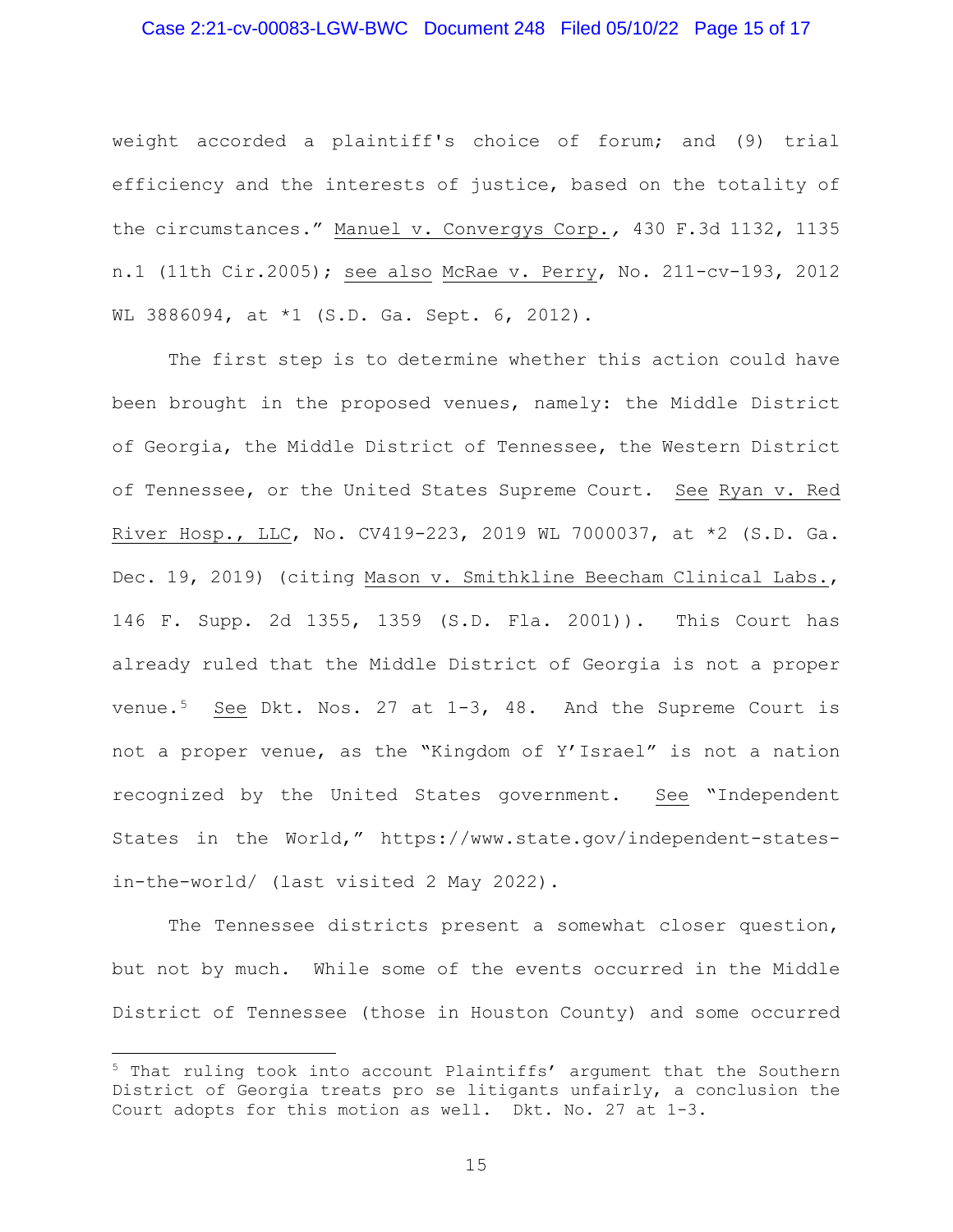weight accorded a plaintiff's choice of forum; and (9) trial efficiency and the interests of justice, based on the totality of the circumstances." Manuel v. Convergys Corp., 430 F.3d 1132, 1135 n.1 (11th Cir.2005); see also McRae v. Perry, No. 211-cv-193, 2012 WL 3886094, at *1 (S.D. Ga. Sept. 6, 2012).

The first step is to determine whether this action could have been brought in the proposed venues, namely: the Middle District of Georgia, the Middle District of Tennessee, the Western District of Tennessee, or the United States Supreme Court. See Ryan v. Red River Hosp., LLC, No. CV419-223, 2019 WL 7000037, at *2 (S.D. Ga. Dec. 19, 2019) (citing Mason v. Smithkline Beecham Clinical Labs., 146 F. Supp. 2d 1355, 1359 (S.D. Fla. 2001)). This Court has already ruled that the Middle District of Georgia is not a proper venue.[5] See Dkt. Nos. 27 at 1-3, 48. And the Supreme Court is not a proper venue, as the "Kingdom of Y'Israel" is not a nation recognized by the United States government. See "Independent States in the World," https://www.state.gov/independent-states-in-the-world/ (last visited 2 May 2022).

The Tennessee districts present a somewhat closer question, but not by much. While some of the events occurred in the Middle District of Tennessee (those in Houston County) and some occurred

---

[5] That ruling took into account Plaintiffs' argument that the Southern District of Georgia treats pro se litigants unfairly, a conclusion the Court adopts for this motion as well. Dkt. No. 27 at 1-3.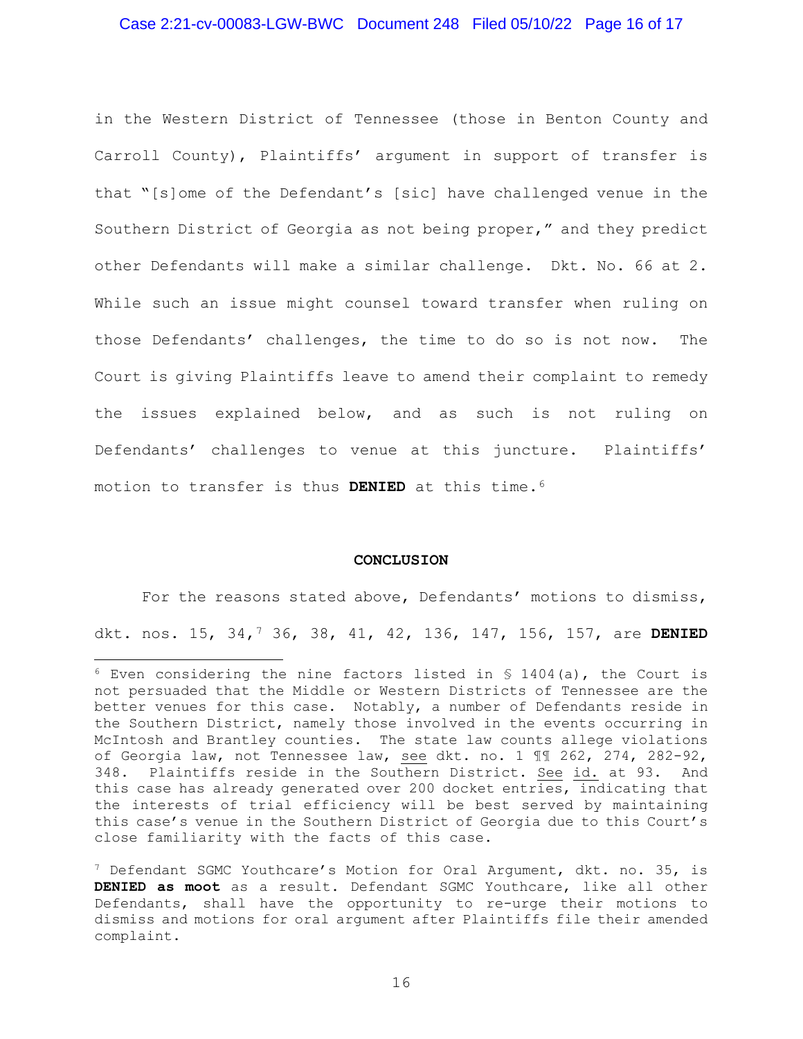in the Western District of Tennessee (those in Benton County and Carroll County), Plaintiffs' argument in support of transfer is that "[s]ome of the Defendant's [sic] have challenged venue in the Southern District of Georgia as not being proper," and they predict other Defendants will make a similar challenge. Dkt. No. 66 at 2. While such an issue might counsel toward transfer when ruling on those Defendants' challenges, the time to do so is not now. The Court is giving Plaintiffs leave to amend their complaint to remedy the issues explained below, and as such is not ruling on Defendants' challenges to venue at this juncture. Plaintiffs' motion to transfer is thus **DENIED** at this time.[6]

**CONCLUSION**

For the reasons stated above, Defendants' motions to dismiss, dkt. nos. 15, 34,[7] 36, 38, 41, 42, 136, 147, 156, 157, are **DENIED**

---

[6] Even considering the nine factors listed in § 1404(a), the Court is not persuaded that the Middle or Western Districts of Tennessee are the better venues for this case. Notably, a number of Defendants reside in the Southern District, namely those involved in the events occurring in McIntosh and Brantley counties. The state law counts allege violations of Georgia law, not Tennessee law, see dkt. no. 1 ¶¶ 262, 274, 282-92, 348. Plaintiffs reside in the Southern District. See id. at 93. And this case has already generated over 200 docket entries, indicating that the interests of trial efficiency will be best served by maintaining this case's venue in the Southern District of Georgia due to this Court's close familiarity with the facts of this case.

[7] Defendant SGMC Youthcare's Motion for Oral Argument, dkt. no. 35, is **DENIED as moot** as a result. Defendant SGMC Youthcare, like all other Defendants, shall have the opportunity to re-urge their motions to dismiss and motions for oral argument after Plaintiffs file their amended complaint.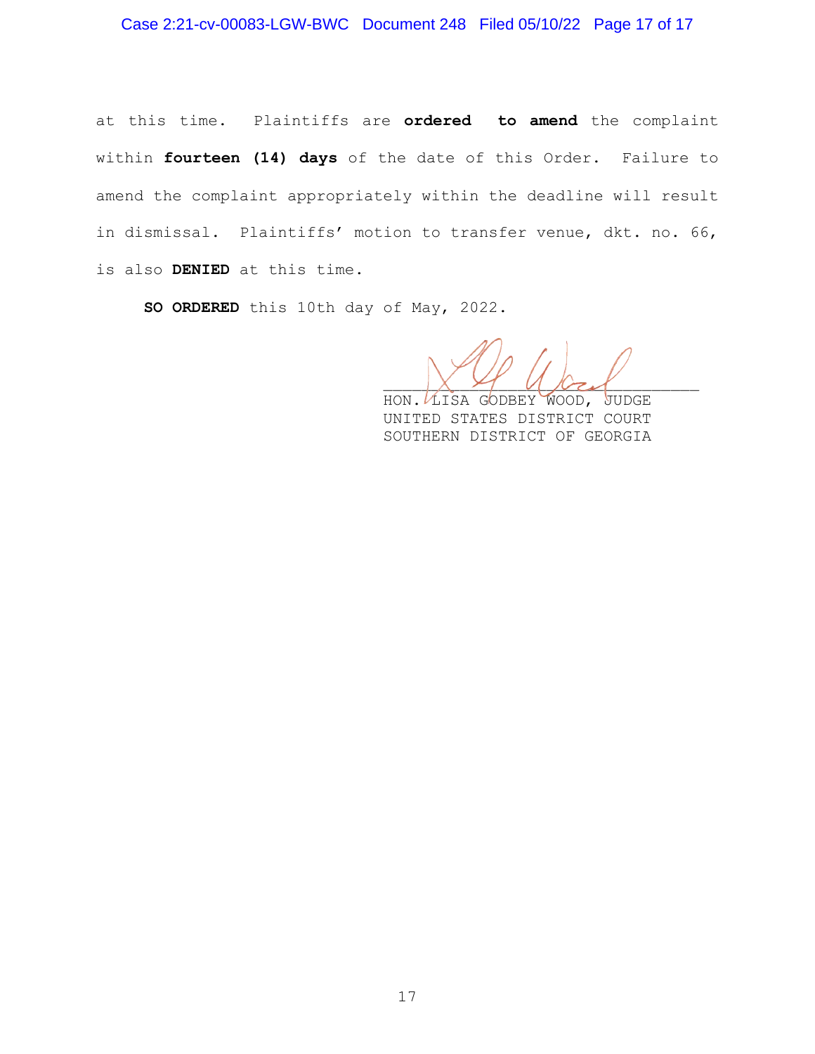at this time. Plaintiffs are **ordered to amend** the complaint within **fourteen (14) days** of the date of this Order. Failure to amend the complaint appropriately within the deadline will result in dismissal. Plaintiffs' motion to transfer venue, dkt. no. 66, is also **DENIED** at this time.

**SO ORDERED** this 10th day of May, 2022.

HON. LISA GODBEY WOOD, JUDGE
UNITED STATES DISTRICT COURT
SOUTHERN DISTRICT OF GEORGIA